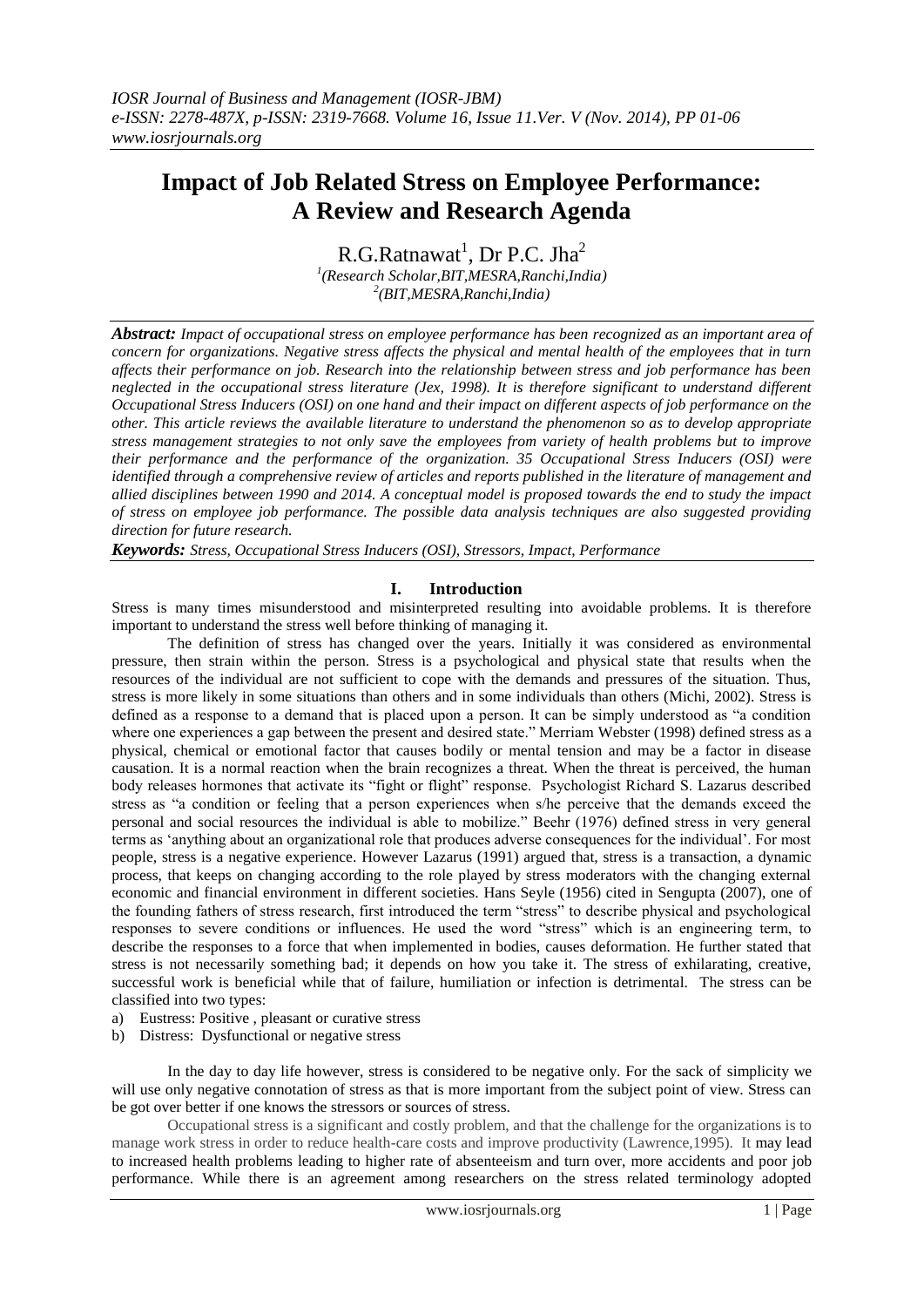# Impact of Job Related Stress on Employee Performance: A Review and Research Agenda

R.G.Ratnawat[1], Dr P.C. Jha[2]

[1](Research Scholar,BIT,MESRA,Ranchi,India)
[2](BIT,MESRA,Ranchi,India)

***Abstract:*** *Impact of occupational stress on employee performance has been recognized as an important area of concern for organizations. Negative stress affects the physical and mental health of the employees that in turn affects their performance on job. Research into the relationship between stress and job performance has been neglected in the occupational stress literature (Jex, 1998). It is therefore significant to understand different Occupational Stress Inducers (OSI) on one hand and their impact on different aspects of job performance on the other. This article reviews the available literature to understand the phenomenon so as to develop appropriate stress management strategies to not only save the employees from variety of health problems but to improve their performance and the performance of the organization. 35 Occupational Stress Inducers (OSI) were identified through a comprehensive review of articles and reports published in the literature of management and allied disciplines between 1990 and 2014. A conceptual model is proposed towards the end to study the impact of stress on employee job performance. The possible data analysis techniques are also suggested providing direction for future research.*

***Keywords:*** *Stress, Occupational Stress Inducers (OSI), Stressors, Impact, Performance*

## I. Introduction

Stress is many times misunderstood and misinterpreted resulting into avoidable problems. It is therefore important to understand the stress well before thinking of managing it.

The definition of stress has changed over the years. Initially it was considered as environmental pressure, then strain within the person. Stress is a psychological and physical state that results when the resources of the individual are not sufficient to cope with the demands and pressures of the situation. Thus, stress is more likely in some situations than others and in some individuals than others (Michi, 2002). Stress is defined as a response to a demand that is placed upon a person. It can be simply understood as "a condition where one experiences a gap between the present and desired state." Merriam Webster (1998) defined stress as a physical, chemical or emotional factor that causes bodily or mental tension and may be a factor in disease causation. It is a normal reaction when the brain recognizes a threat. When the threat is perceived, the human body releases hormones that activate its "fight or flight" response. Psychologist Richard S. Lazarus described stress as "a condition or feeling that a person experiences when s/he perceive that the demands exceed the personal and social resources the individual is able to mobilize." Beehr (1976) defined stress in very general terms as 'anything about an organizational role that produces adverse consequences for the individual'. For most people, stress is a negative experience. However Lazarus (1991) argued that, stress is a transaction, a dynamic process, that keeps on changing according to the role played by stress moderators with the changing external economic and financial environment in different societies. Hans Seyle (1956) cited in Sengupta (2007), one of the founding fathers of stress research, first introduced the term "stress" to describe physical and psychological responses to severe conditions or influences. He used the word "stress" which is an engineering term, to describe the responses to a force that when implemented in bodies, causes deformation. He further stated that stress is not necessarily something bad; it depends on how you take it. The stress of exhilarating, creative, successful work is beneficial while that of failure, humiliation or infection is detrimental. The stress can be classified into two types:

a) Eustress: Positive , pleasant or curative stress
b) Distress: Dysfunctional or negative stress

In the day to day life however, stress is considered to be negative only. For the sack of simplicity we will use only negative connotation of stress as that is more important from the subject point of view. Stress can be got over better if one knows the stressors or sources of stress.

Occupational stress is a significant and costly problem, and that the challenge for the organizations is to manage work stress in order to reduce health-care costs and improve productivity (Lawrence,1995). It may lead to increased health problems leading to higher rate of absenteeism and turn over, more accidents and poor job performance. While there is an agreement among researchers on the stress related terminology adopted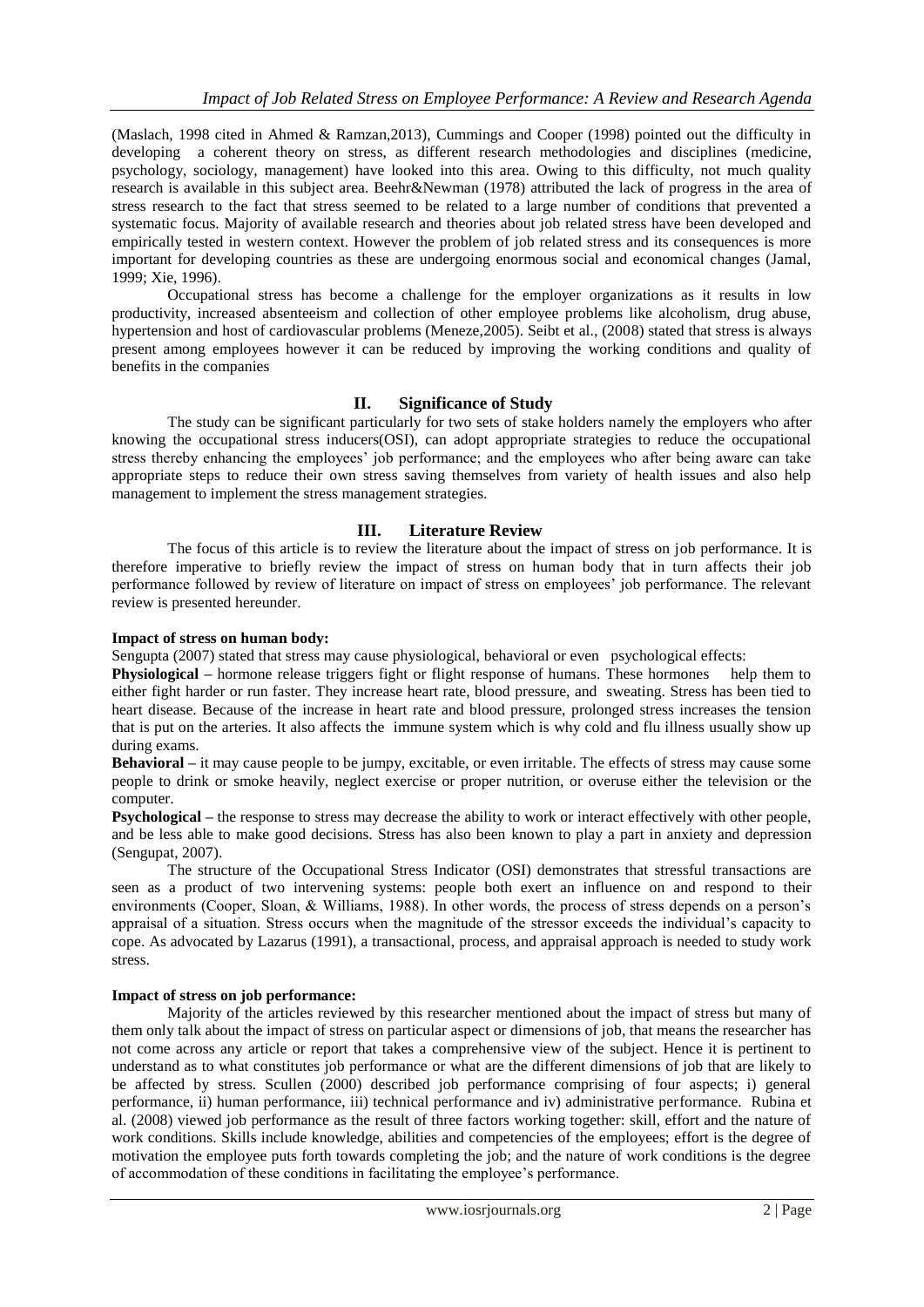(Maslach, 1998 cited in Ahmed & Ramzan,2013), Cummings and Cooper (1998) pointed out the difficulty in developing a coherent theory on stress, as different research methodologies and disciplines (medicine, psychology, sociology, management) have looked into this area. Owing to this difficulty, not much quality research is available in this subject area. Beehr&Newman (1978) attributed the lack of progress in the area of stress research to the fact that stress seemed to be related to a large number of conditions that prevented a systematic focus. Majority of available research and theories about job related stress have been developed and empirically tested in western context. However the problem of job related stress and its consequences is more important for developing countries as these are undergoing enormous social and economical changes (Jamal, 1999; Xie, 1996).

Occupational stress has become a challenge for the employer organizations as it results in low productivity, increased absenteeism and collection of other employee problems like alcoholism, drug abuse, hypertension and host of cardiovascular problems (Meneze,2005). Seibt et al., (2008) stated that stress is always present among employees however it can be reduced by improving the working conditions and quality of benefits in the companies

## II. Significance of Study

The study can be significant particularly for two sets of stake holders namely the employers who after knowing the occupational stress inducers(OSI), can adopt appropriate strategies to reduce the occupational stress thereby enhancing the employees' job performance; and the employees who after being aware can take appropriate steps to reduce their own stress saving themselves from variety of health issues and also help management to implement the stress management strategies.

## III. Literature Review

The focus of this article is to review the literature about the impact of stress on job performance. It is therefore imperative to briefly review the impact of stress on human body that in turn affects their job performance followed by review of literature on impact of stress on employees' job performance. The relevant review is presented hereunder.

**Impact of stress on human body:**

Sengupta (2007) stated that stress may cause physiological, behavioral or even psychological effects:

**Physiological –** hormone release triggers fight or flight response of humans. These hormones help them to either fight harder or run faster. They increase heart rate, blood pressure, and sweating. Stress has been tied to heart disease. Because of the increase in heart rate and blood pressure, prolonged stress increases the tension that is put on the arteries. It also affects the immune system which is why cold and flu illness usually show up during exams.

**Behavioral –** it may cause people to be jumpy, excitable, or even irritable. The effects of stress may cause some people to drink or smoke heavily, neglect exercise or proper nutrition, or overuse either the television or the computer.

**Psychological –** the response to stress may decrease the ability to work or interact effectively with other people, and be less able to make good decisions. Stress has also been known to play a part in anxiety and depression (Sengupat, 2007).

The structure of the Occupational Stress Indicator (OSI) demonstrates that stressful transactions are seen as a product of two intervening systems: people both exert an influence on and respond to their environments (Cooper, Sloan, & Williams, 1988). In other words, the process of stress depends on a person's appraisal of a situation. Stress occurs when the magnitude of the stressor exceeds the individual's capacity to cope. As advocated by Lazarus (1991), a transactional, process, and appraisal approach is needed to study work stress.

**Impact of stress on job performance:**

Majority of the articles reviewed by this researcher mentioned about the impact of stress but many of them only talk about the impact of stress on particular aspect or dimensions of job, that means the researcher has not come across any article or report that takes a comprehensive view of the subject. Hence it is pertinent to understand as to what constitutes job performance or what are the different dimensions of job that are likely to be affected by stress. Scullen (2000) described job performance comprising of four aspects; i) general performance, ii) human performance, iii) technical performance and iv) administrative performance. Rubina et al. (2008) viewed job performance as the result of three factors working together: skill, effort and the nature of work conditions. Skills include knowledge, abilities and competencies of the employees; effort is the degree of motivation the employee puts forth towards completing the job; and the nature of work conditions is the degree of accommodation of these conditions in facilitating the employee's performance.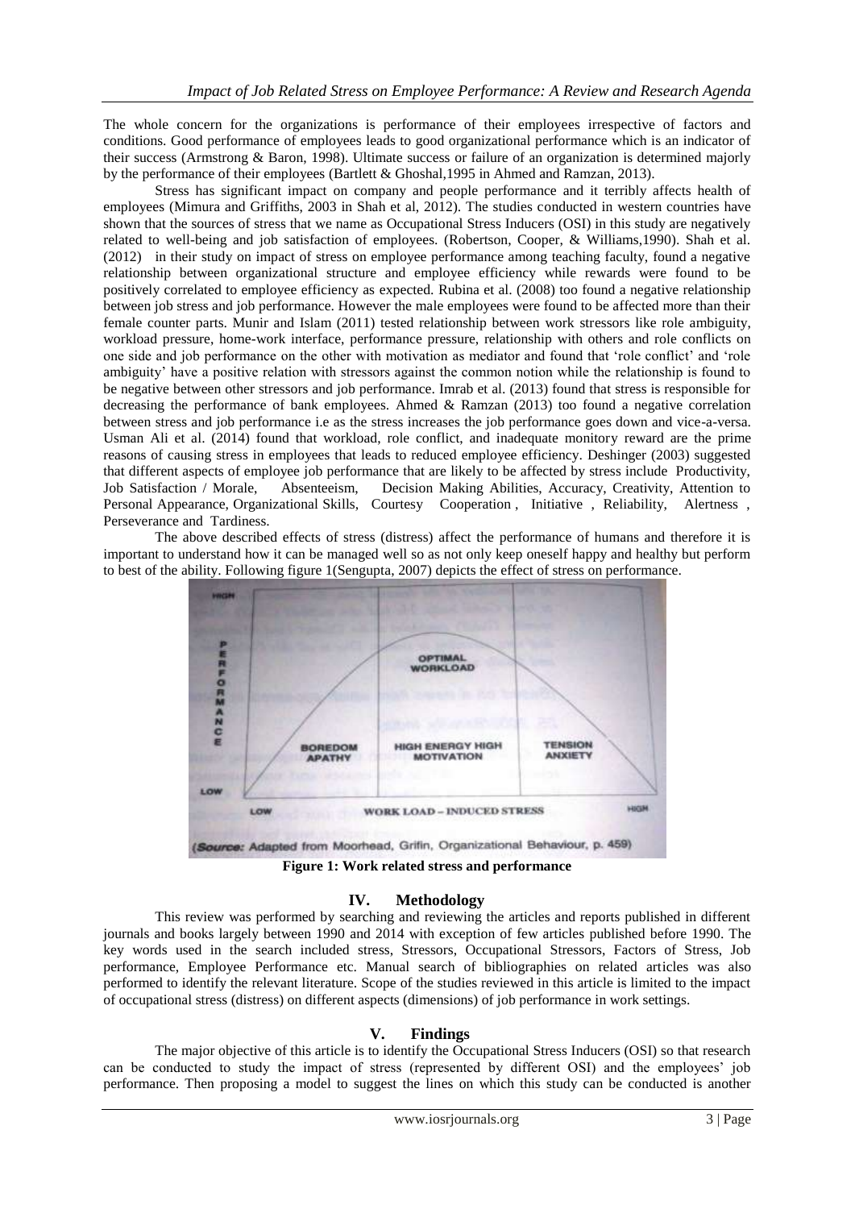The whole concern for the organizations is performance of their employees irrespective of factors and conditions. Good performance of employees leads to good organizational performance which is an indicator of their success (Armstrong & Baron, 1998). Ultimate success or failure of an organization is determined majorly by the performance of their employees (Bartlett & Ghoshal,1995 in Ahmed and Ramzan, 2013).

Stress has significant impact on company and people performance and it terribly affects health of employees (Mimura and Griffiths, 2003 in Shah et al, 2012). The studies conducted in western countries have shown that the sources of stress that we name as Occupational Stress Inducers (OSI) in this study are negatively related to well-being and job satisfaction of employees. (Robertson, Cooper, & Williams,1990). Shah et al. (2012) in their study on impact of stress on employee performance among teaching faculty, found a negative relationship between organizational structure and employee efficiency while rewards were found to be positively correlated to employee efficiency as expected. Rubina et al. (2008) too found a negative relationship between job stress and job performance. However the male employees were found to be affected more than their female counter parts. Munir and Islam (2011) tested relationship between work stressors like role ambiguity, workload pressure, home-work interface, performance pressure, relationship with others and role conflicts on one side and job performance on the other with motivation as mediator and found that 'role conflict' and 'role ambiguity' have a positive relation with stressors against the common notion while the relationship is found to be negative between other stressors and job performance. Imrab et al. (2013) found that stress is responsible for decreasing the performance of bank employees. Ahmed & Ramzan (2013) too found a negative correlation between stress and job performance i.e as the stress increases the job performance goes down and vice-a-versa. Usman Ali et al. (2014) found that workload, role conflict, and inadequate monitory reward are the prime reasons of causing stress in employees that leads to reduced employee efficiency. Deshinger (2003) suggested that different aspects of employee job performance that are likely to be affected by stress include Productivity, Job Satisfaction / Morale, Absenteeism, Decision Making Abilities, Accuracy, Creativity, Attention to Personal Appearance, Organizational Skills, Courtesy Cooperation , Initiative , Reliability, Alertness , Perseverance and Tardiness.

The above described effects of stress (distress) affect the performance of humans and therefore it is important to understand how it can be managed well so as not only keep oneself happy and healthy but perform to best of the ability. Following figure 1(Sengupta, 2007) depicts the effect of stress on performance.

(Source: Adapted from Moorhead, Grifin, Organizational Behaviour, p. 459)

**Figure 1: Work related stress and performance**

## IV. Methodology

This review was performed by searching and reviewing the articles and reports published in different journals and books largely between 1990 and 2014 with exception of few articles published before 1990. The key words used in the search included stress, Stressors, Occupational Stressors, Factors of Stress, Job performance, Employee Performance etc. Manual search of bibliographies on related articles was also performed to identify the relevant literature. Scope of the studies reviewed in this article is limited to the impact of occupational stress (distress) on different aspects (dimensions) of job performance in work settings.

## V. Findings

The major objective of this article is to identify the Occupational Stress Inducers (OSI) so that research can be conducted to study the impact of stress (represented by different OSI) and the employees' job performance. Then proposing a model to suggest the lines on which this study can be conducted is another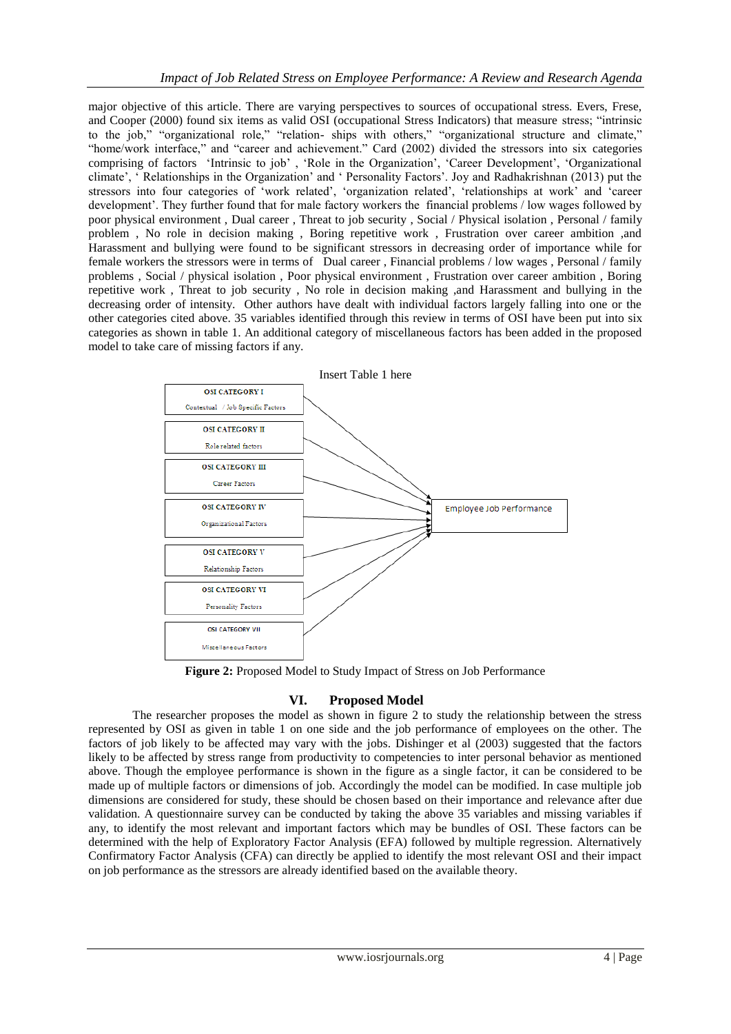major objective of this article. There are varying perspectives to sources of occupational stress. Evers, Frese, and Cooper (2000) found six items as valid OSI (occupational Stress Indicators) that measure stress; "intrinsic to the job," "organizational role," "relation- ships with others," "organizational structure and climate," "home/work interface," and "career and achievement." Card (2002) divided the stressors into six categories comprising of factors 'Intrinsic to job' , 'Role in the Organization', 'Career Development', 'Organizational climate', ' Relationships in the Organization' and ' Personality Factors'. Joy and Radhakrishnan (2013) put the stressors into four categories of 'work related', 'organization related', 'relationships at work' and 'career development'. They further found that for male factory workers the financial problems / low wages followed by poor physical environment , Dual career , Threat to job security , Social / Physical isolation , Personal / family problem , No role in decision making , Boring repetitive work , Frustration over career ambition ,and Harassment and bullying were found to be significant stressors in decreasing order of importance while for female workers the stressors were in terms of Dual career , Financial problems / low wages , Personal / family problems , Social / physical isolation , Poor physical environment , Frustration over career ambition , Boring repetitive work , Threat to job security , No role in decision making ,and Harassment and bullying in the decreasing order of intensity. Other authors have dealt with individual factors largely falling into one or the other categories cited above. 35 variables identified through this review in terms of OSI have been put into six categories as shown in table 1. An additional category of miscellaneous factors has been added in the proposed model to take care of missing factors if any.

Insert Table 1 here

OSI CATEGORY I – Contextual / Job Specific Factors
OSI CATEGORY II – Role related factors
OSI CATEGORY III – Career Factors
OSI CATEGORY IV – Organizational Factors
OSI CATEGORY V – Relationship Factors
OSI CATEGORY VI – Personality Factors
OSI CATEGORY VII – Miscellaneous Factors

→ Employee Job Performance

**Figure 2:** Proposed Model to Study Impact of Stress on Job Performance

## VI. Proposed Model

The researcher proposes the model as shown in figure 2 to study the relationship between the stress represented by OSI as given in table 1 on one side and the job performance of employees on the other. The factors of job likely to be affected may vary with the jobs. Dishinger et al (2003) suggested that the factors likely to be affected by stress range from productivity to competencies to inter personal behavior as mentioned above. Though the employee performance is shown in the figure as a single factor, it can be considered to be made up of multiple factors or dimensions of job. Accordingly the model can be modified. In case multiple job dimensions are considered for study, these should be chosen based on their importance and relevance after due validation. A questionnaire survey can be conducted by taking the above 35 variables and missing variables if any, to identify the most relevant and important factors which may be bundles of OSI. These factors can be determined with the help of Exploratory Factor Analysis (EFA) followed by multiple regression. Alternatively Confirmatory Factor Analysis (CFA) can directly be applied to identify the most relevant OSI and their impact on job performance as the stressors are already identified based on the available theory.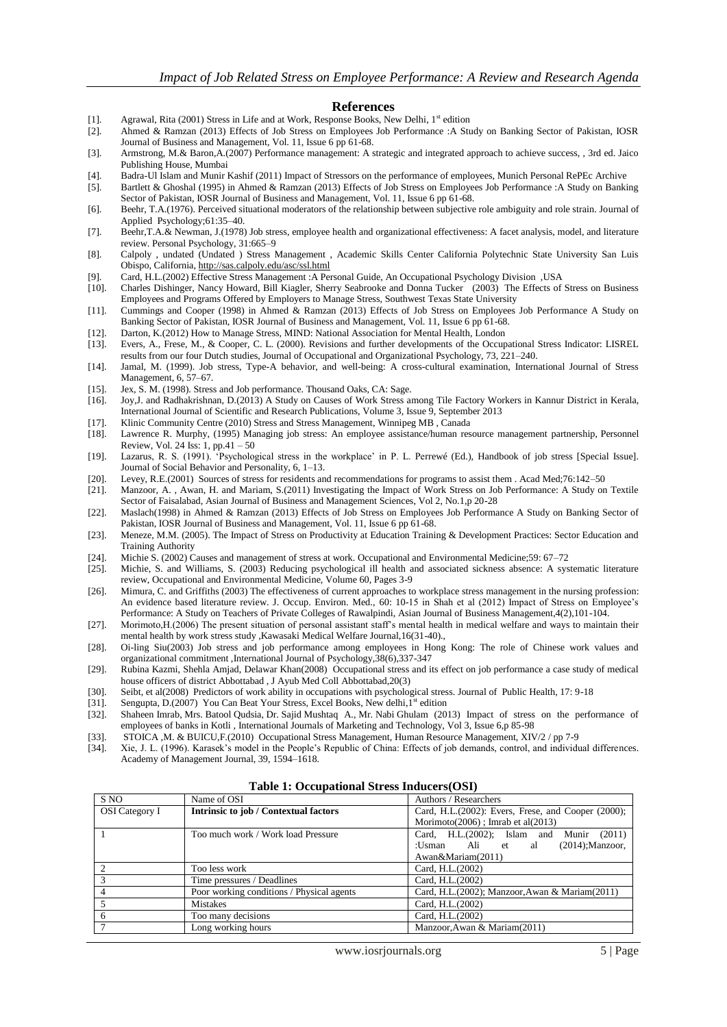## References

[1]. Agrawal, Rita (2001) Stress in Life and at Work, Response Books, New Delhi, 1st edition

[2]. Ahmed & Ramzan (2013) Effects of Job Stress on Employees Job Performance :A Study on Banking Sector of Pakistan, IOSR Journal of Business and Management, Vol. 11, Issue 6 pp 61-68.

[3]. Armstrong, M.& Baron,A.(2007) Performance management: A strategic and integrated approach to achieve success, , 3rd ed. Jaico Publishing House, Mumbai

[4]. Badra-Ul Islam and Munir Kashif (2011) Impact of Stressors on the performance of employees, Munich Personal RePEc Archive

[5]. Bartlett & Ghoshal (1995) in Ahmed & Ramzan (2013) Effects of Job Stress on Employees Job Performance :A Study on Banking Sector of Pakistan, IOSR Journal of Business and Management, Vol. 11, Issue 6 pp 61-68.

[6]. Beehr, T.A.(1976). Perceived situational moderators of the relationship between subjective role ambiguity and role strain. Journal of Applied Psychology;61:35–40.

[7]. Beehr,T.A.& Newman, J.(1978) Job stress, employee health and organizational effectiveness: A facet analysis, model, and literature review. Personal Psychology, 31:665–9

[8]. Calpoly , undated (Undated ) Stress Management , Academic Skills Center California Polytechnic State University San Luis Obispo, California, http://sas.calpoly.edu/asc/ssl.html

[9]. Card, H.L.(2002) Effective Stress Management :A Personal Guide, An Occupational Psychology Division ,USA

[10]. Charles Dishinger, Nancy Howard, Bill Kiagler, Sherry Seabrooke and Donna Tucker (2003) The Effects of Stress on Business Employees and Programs Offered by Employers to Manage Stress, Southwest Texas State University

[11]. Cummings and Cooper (1998) in Ahmed & Ramzan (2013) Effects of Job Stress on Employees Job Performance A Study on Banking Sector of Pakistan, IOSR Journal of Business and Management, Vol. 11, Issue 6 pp 61-68.

[12]. Darton, K.(2012) How to Manage Stress, MIND: National Association for Mental Health, London

[13]. Evers, A., Frese, M., & Cooper, C. L. (2000). Revisions and further developments of the Occupational Stress Indicator: LISREL results from our four Dutch studies, Journal of Occupational and Organizational Psychology, 73, 221–240.

[14]. Jamal, M. (1999). Job stress, Type-A behavior, and well-being: A cross-cultural examination, International Journal of Stress Management, 6, 57–67.

[15]. Jex, S. M. (1998). Stress and Job performance. Thousand Oaks, CA: Sage.

[16]. Joy,J. and Radhakrishnan, D.(2013) A Study on Causes of Work Stress among Tile Factory Workers in Kannur District in Kerala, International Journal of Scientific and Research Publications, Volume 3, Issue 9, September 2013

[17]. Klinic Community Centre (2010) Stress and Stress Management, Winnipeg MB , Canada

[18]. Lawrence R. Murphy, (1995) Managing job stress: An employee assistance/human resource management partnership, Personnel Review, Vol. 24 Iss: 1, pp.41 – 50

[19]. Lazarus, R. S. (1991). 'Psychological stress in the workplace' in P. L. Perrewé (Ed.), Handbook of job stress [Special Issue]. Journal of Social Behavior and Personality, 6, 1–13.

[20]. Levey, R.E.(2001) Sources of stress for residents and recommendations for programs to assist them . Acad Med;76:142–50

[21]. Manzoor, A. , Awan, H. and Mariam, S.(2011) Investigating the Impact of Work Stress on Job Performance: A Study on Textile Sector of Faisalabad, Asian Journal of Business and Management Sciences, Vol 2, No.1,p 20-28

[22]. Maslach(1998) in Ahmed & Ramzan (2013) Effects of Job Stress on Employees Job Performance A Study on Banking Sector of Pakistan, IOSR Journal of Business and Management, Vol. 11, Issue 6 pp 61-68.

[23]. Meneze, M.M. (2005). The Impact of Stress on Productivity at Education Training & Development Practices: Sector Education and Training Authority

[24]. Michie S. (2002) Causes and management of stress at work. Occupational and Environmental Medicine;59: 67–72

[25]. Michie, S. and Williams, S. (2003) Reducing psychological ill health and associated sickness absence: A systematic literature review, Occupational and Environmental Medicine, Volume 60, Pages 3-9

[26]. Mimura, C. and Griffiths (2003) The effectiveness of current approaches to workplace stress management in the nursing profession: An evidence based literature review. J. Occup. Environ. Med., 60: 10-15 in Shah et al (2012) Impact of Stress on Employee's Performance: A Study on Teachers of Private Colleges of Rawalpindi, Asian Journal of Business Management,4(2),101-104.

[27]. Morimoto,H.(2006) The present situation of personal assistant staff's mental health in medical welfare and ways to maintain their mental health by work stress study ,Kawasaki Medical Welfare Journal,16(31-40).,

[28]. Oi-ling Siu(2003) Job stress and job performance among employees in Hong Kong: The role of Chinese work values and organizational commitment ,International Journal of Psychology,38(6),337-347

[29]. Rubina Kazmi, Shehla Amjad, Delawar Khan(2008) Occupational stress and its effect on job performance a case study of medical house officers of district Abbottabad , J Ayub Med Coll Abbottabad,20(3)

[30]. Seibt, et al(2008) Predictors of work ability in occupations with psychological stress. Journal of Public Health, 17: 9-18

[31]. Sengupta, D.(2007) You Can Beat Your Stress, Excel Books, New delhi,1st edition

[32]. Shaheen Imrab, Mrs. Batool Qudsia, Dr. Sajid Mushtaq A., Mr. Nabi Ghulam (2013) Impact of stress on the performance of employees of banks in Kotli , International Journals of Marketing and Technology, Vol 3, Issue 6,p 85-98

[33]. STOICA ,M. & BUICU,F.(2010) Occupational Stress Management, Human Resource Management, XIV/2 / pp 7-9

[34]. Xie, J. L. (1996). Karasek's model in the People's Republic of China: Effects of job demands, control, and individual differences. Academy of Management Journal, 39, 1594–1618.

**Table 1: Occupational Stress Inducers(OSI)**

| S NO | Name of OSI | Authors / Researchers |
|---|---|---|
| OSI Category I | **Intrinsic to job / Contextual factors** | Card, H.L.(2002): Evers, Frese, and Cooper (2000); Morimoto(2006) ; Imrab et al(2013) |
| 1 | Too much work / Work load Pressure | Card, H.L.(2002); Islam and Munir (2011) :Usman Ali et al (2014);Manzoor, Awan&Mariam(2011) |
| 2 | Too less work | Card, H.L.(2002) |
| 3 | Time pressures / Deadlines | Card, H.L.(2002) |
| 4 | Poor working conditions / Physical agents | Card, H.L.(2002); Manzoor,Awan & Mariam(2011) |
| 5 | Mistakes | Card, H.L.(2002) |
| 6 | Too many decisions | Card, H.L.(2002) |
| 7 | Long working hours | Manzoor,Awan & Mariam(2011) |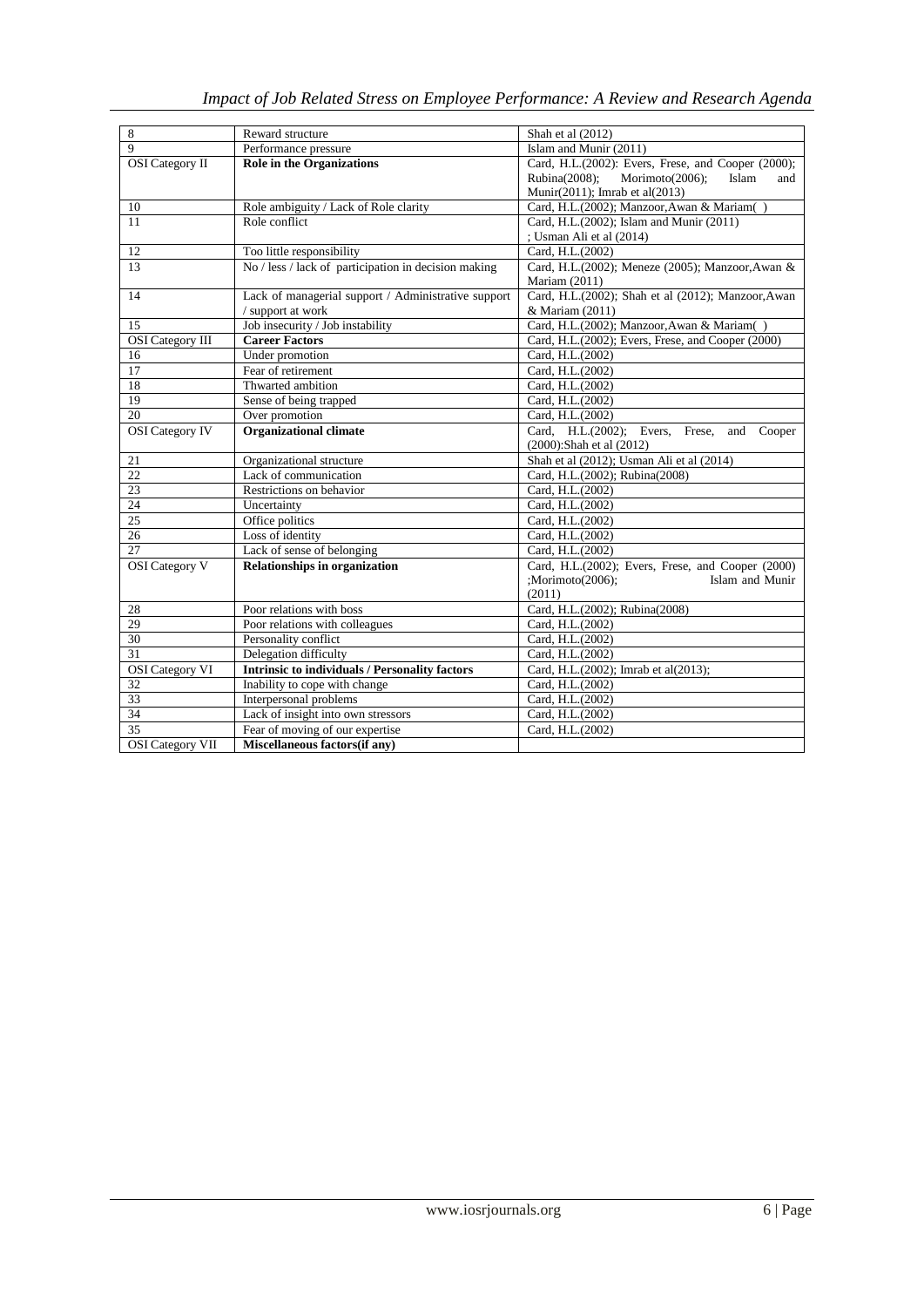| | | |
|---|---|---|
| 8 | Reward structure | Shah et al (2012) |
| 9 | Performance pressure | Islam and Munir (2011) |
| OSI Category II | **Role in the Organizations** | Card, H.L.(2002): Evers, Frese, and Cooper (2000); Rubina(2008); Morimoto(2006); Islam and Munir(2011); Imrab et al(2013) |
| 10 | Role ambiguity / Lack of Role clarity | Card, H.L.(2002); Manzoor,Awan & Mariam( ) |
| 11 | Role conflict | Card, H.L.(2002); Islam and Munir (2011) ; Usman Ali et al (2014) |
| 12 | Too little responsibility | Card, H.L.(2002) |
| 13 | No / less / lack of participation in decision making | Card, H.L.(2002); Meneze (2005); Manzoor,Awan & Mariam (2011) |
| 14 | Lack of managerial support / Administrative support / support at work | Card, H.L.(2002); Shah et al (2012); Manzoor,Awan & Mariam (2011) |
| 15 | Job insecurity / Job instability | Card, H.L.(2002); Manzoor,Awan & Mariam( ) |
| OSI Category III | **Career Factors** | Card, H.L.(2002); Evers, Frese, and Cooper (2000) |
| 16 | Under promotion | Card, H.L.(2002) |
| 17 | Fear of retirement | Card, H.L.(2002) |
| 18 | Thwarted ambition | Card, H.L.(2002) |
| 19 | Sense of being trapped | Card, H.L.(2002) |
| 20 | Over promotion | Card, H.L.(2002) |
| OSI Category IV | **Organizational climate** | Card, H.L.(2002); Evers, Frese, and Cooper (2000):Shah et al (2012) |
| 21 | Organizational structure | Shah et al (2012); Usman Ali et al (2014) |
| 22 | Lack of communication | Card, H.L.(2002); Rubina(2008) |
| 23 | Restrictions on behavior | Card, H.L.(2002) |
| 24 | Uncertainty | Card, H.L.(2002) |
| 25 | Office politics | Card, H.L.(2002) |
| 26 | Loss of identity | Card, H.L.(2002) |
| 27 | Lack of sense of belonging | Card, H.L.(2002) |
| OSI Category V | **Relationships in organization** | Card, H.L.(2002); Evers, Frese, and Cooper (2000) ;Morimoto(2006); Islam and Munir (2011) |
| 28 | Poor relations with boss | Card, H.L.(2002); Rubina(2008) |
| 29 | Poor relations with colleagues | Card, H.L.(2002) |
| 30 | Personality conflict | Card, H.L.(2002) |
| 31 | Delegation difficulty | Card, H.L.(2002) |
| OSI Category VI | **Intrinsic to individuals / Personality factors** | Card, H.L.(2002); Imrab et al(2013); |
| 32 | Inability to cope with change | Card, H.L.(2002) |
| 33 | Interpersonal problems | Card, H.L.(2002) |
| 34 | Lack of insight into own stressors | Card, H.L.(2002) |
| 35 | Fear of moving of our expertise | Card, H.L.(2002) |
| OSI Category VII | **Miscellaneous factors(if any)** | |